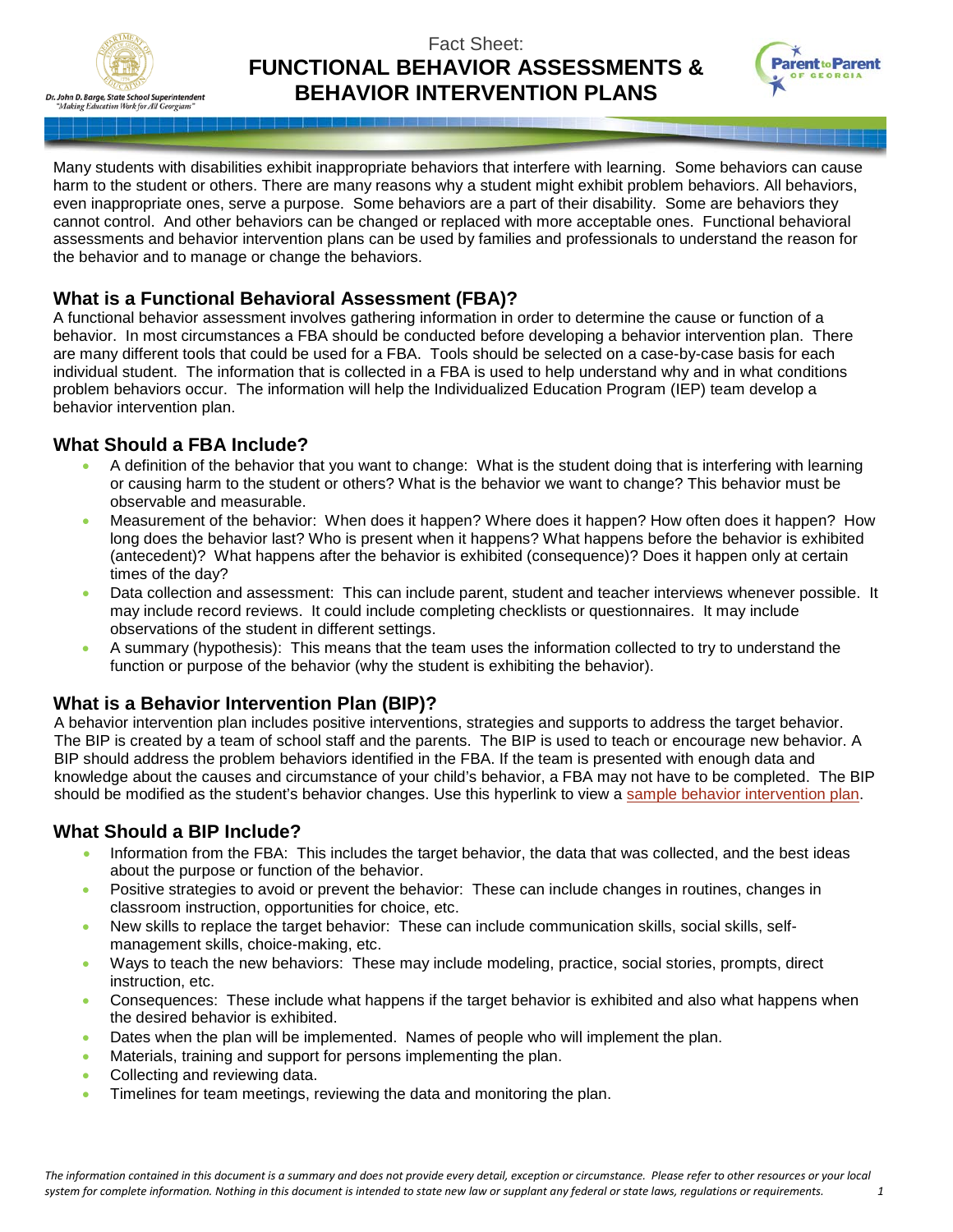Fact Sheet:

# FUNCTIONAL BEHAVIOR ASSESSMENTS & BEHAVIOR INTERVENTION PLANS

Many students with disabilities exhibit inappropriate behaviors that interfere with learning. Some behaviors can cause harm to the student or others. There are many reasons why a student might exhibit problem behaviors. All behaviors, even inappropriate ones, serve a purpose. Some behaviors are a part of their disability. Some are behaviors they cannot control. And other behaviors can be changed or replaced with more acceptable ones. Functional behavioral assessments and behavior intervention plans can be used by families and professionals to understand the reason for the behavior and to manage or change the behaviors.

## What is a Functional Behavioral Assessment (FBA)?

A functional behavior assessment involves gathering information in order to determine the cause or function of a behavior. In most circumstances a FBA should be conducted before developing a behavior intervention plan. There are many different tools that could be used for a FBA. Tools should be selected on a case-by-case basis for each individual student. The information that is collected in a FBA is used to help understand why and in what conditions problem behaviors occur. The information will help the Individualized Education Program (IEP) team develop a behavior intervention plan.

## What Should a FBA Include?

- A definition of the behavior that you want to change: What is the student doing that is interfering with learning or causing harm to the student or others? What is the behavior we want to change? This behavior must be observable and measurable.
- Measurement of the behavior: When does it happen? Where does it happen? How often does it happen? How long does the behavior last? Who is present when it happens? What happens before the behavior is exhibited (antecedent)? What happens after the behavior is exhibited (consequence)? Does it happen only at certain times of the day?
- Data collection and assessment: This can include parent, student and teacher interviews whenever possible. It may include record reviews. It could include completing checklists or questionnaires. It may include observations of the student in different settings.
- A summary (hypothesis): This means that the team uses the information collected to try to understand the function or purpose of the behavior (why the student is exhibiting the behavior).

## What is a Behavior Intervention Plan (BIP)?

A behavior intervention plan includes positive interventions, strategies and supports to address the target behavior. The BIP is created by a team of school staff and the parents. The BIP is used to teach or encourage new behavior. A BIP should address the problem behaviors identified in the FBA. If the team is presented with enough data and knowledge about the causes and circumstance of your child's behavior, a FBA may not have to be completed. The BIP should be modified as the student's behavior changes. Use this hyperlink to view a sample behavior intervention plan.

## What Should a BIP Include?

- Information from the FBA: This includes the target behavior, the data that was collected, and the best ideas about the purpose or function of the behavior.
- Positive strategies to avoid or prevent the behavior: These can include changes in routines, changes in classroom instruction, opportunities for choice, etc.
- New skills to replace the target behavior: These can include communication skills, social skills, self-management skills, choice-making, etc.
- Ways to teach the new behaviors: These may include modeling, practice, social stories, prompts, direct instruction, etc.
- Consequences: These include what happens if the target behavior is exhibited and also what happens when the desired behavior is exhibited.
- Dates when the plan will be implemented. Names of people who will implement the plan.
- Materials, training and support for persons implementing the plan.
- Collecting and reviewing data.
- Timelines for team meetings, reviewing the data and monitoring the plan.

*The information contained in this document is a summary and does not provide every detail, exception or circumstance. Please refer to other resources or your local system for complete information. Nothing in this document is intended to state new law or supplant any federal or state laws, regulations or requirements.*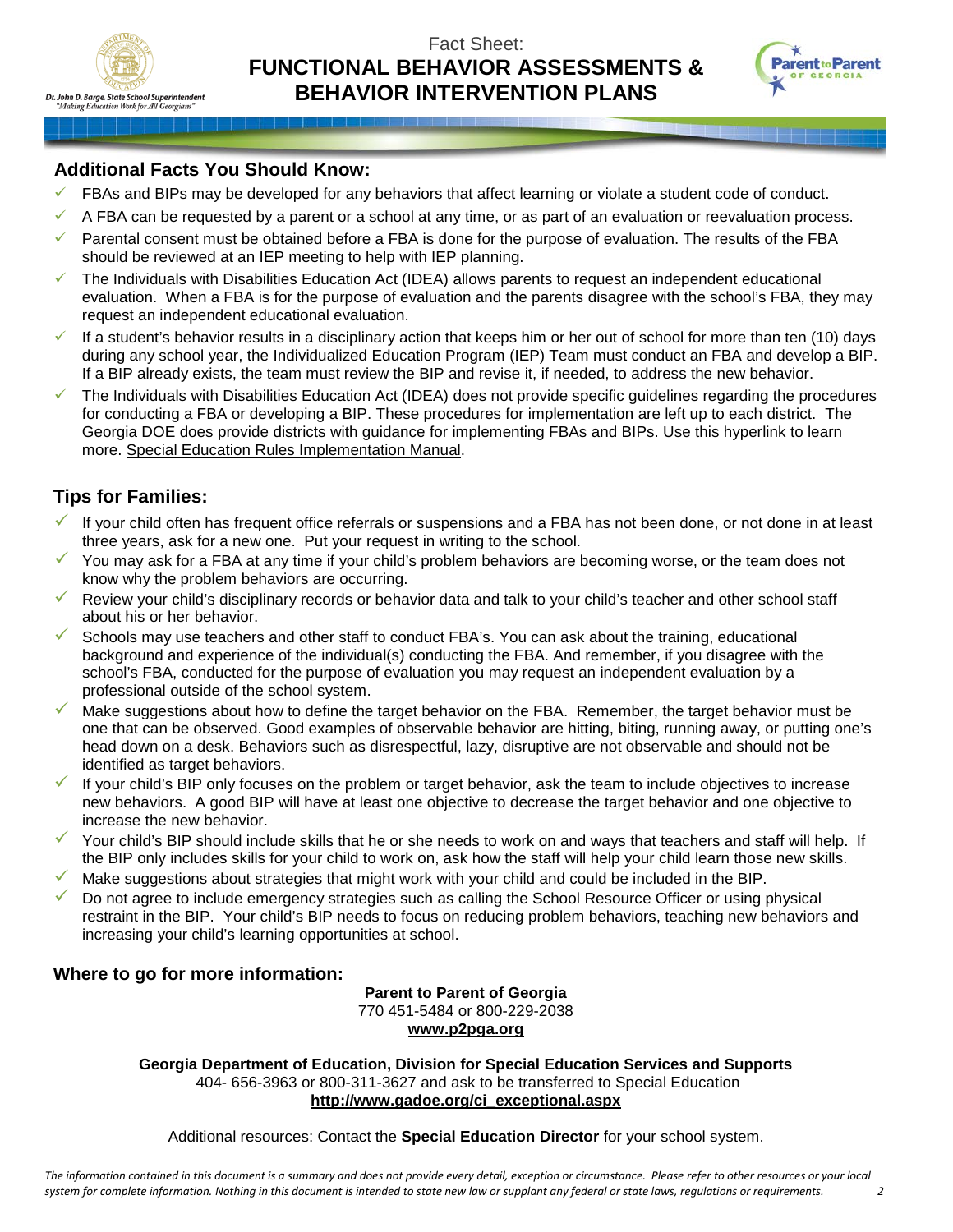Fact Sheet:

# FUNCTIONAL BEHAVIOR ASSESSMENTS & BEHAVIOR INTERVENTION PLANS

## Additional Facts You Should Know:

- FBAs and BIPs may be developed for any behaviors that affect learning or violate a student code of conduct.
- A FBA can be requested by a parent or a school at any time, or as part of an evaluation or reevaluation process.
- Parental consent must be obtained before a FBA is done for the purpose of evaluation. The results of the FBA should be reviewed at an IEP meeting to help with IEP planning.
- The Individuals with Disabilities Education Act (IDEA) allows parents to request an independent educational evaluation. When a FBA is for the purpose of evaluation and the parents disagree with the school's FBA, they may request an independent educational evaluation.
- If a student's behavior results in a disciplinary action that keeps him or her out of school for more than ten (10) days during any school year, the Individualized Education Program (IEP) Team must conduct an FBA and develop a BIP. If a BIP already exists, the team must review the BIP and revise it, if needed, to address the new behavior.
- The Individuals with Disabilities Education Act (IDEA) does not provide specific guidelines regarding the procedures for conducting a FBA or developing a BIP. These procedures for implementation are left up to each district. The Georgia DOE does provide districts with guidance for implementing FBAs and BIPs. Use this hyperlink to learn more. Special Education Rules Implementation Manual.

## Tips for Families:

- If your child often has frequent office referrals or suspensions and a FBA has not been done, or not done in at least three years, ask for a new one. Put your request in writing to the school.
- You may ask for a FBA at any time if your child's problem behaviors are becoming worse, or the team does not know why the problem behaviors are occurring.
- Review your child's disciplinary records or behavior data and talk to your child's teacher and other school staff about his or her behavior.
- Schools may use teachers and other staff to conduct FBA's. You can ask about the training, educational background and experience of the individual(s) conducting the FBA. And remember, if you disagree with the school's FBA, conducted for the purpose of evaluation you may request an independent evaluation by a professional outside of the school system.
- Make suggestions about how to define the target behavior on the FBA. Remember, the target behavior must be one that can be observed. Good examples of observable behavior are hitting, biting, running away, or putting one's head down on a desk. Behaviors such as disrespectful, lazy, disruptive are not observable and should not be identified as target behaviors.
- If your child's BIP only focuses on the problem or target behavior, ask the team to include objectives to increase new behaviors. A good BIP will have at least one objective to decrease the target behavior and one objective to increase the new behavior.
- Your child's BIP should include skills that he or she needs to work on and ways that teachers and staff will help. If the BIP only includes skills for your child to work on, ask how the staff will help your child learn those new skills.
- Make suggestions about strategies that might work with your child and could be included in the BIP.
- Do not agree to include emergency strategies such as calling the School Resource Officer or using physical restraint in the BIP. Your child's BIP needs to focus on reducing problem behaviors, teaching new behaviors and increasing your child's learning opportunities at school.

## Where to go for more information:

**Parent to Parent of Georgia**
770 451-5484 or 800-229-2038
**www.p2pga.org**

**Georgia Department of Education, Division for Special Education Services and Supports**
404- 656-3963 or 800-311-3627 and ask to be transferred to Special Education
**http://www.gadoe.org/ci_exceptional.aspx**

Additional resources: Contact the **Special Education Director** for your school system.

*The information contained in this document is a summary and does not provide every detail, exception or circumstance. Please refer to other resources or your local system for complete information. Nothing in this document is intended to state new law or supplant any federal or state laws, regulations or requirements.*